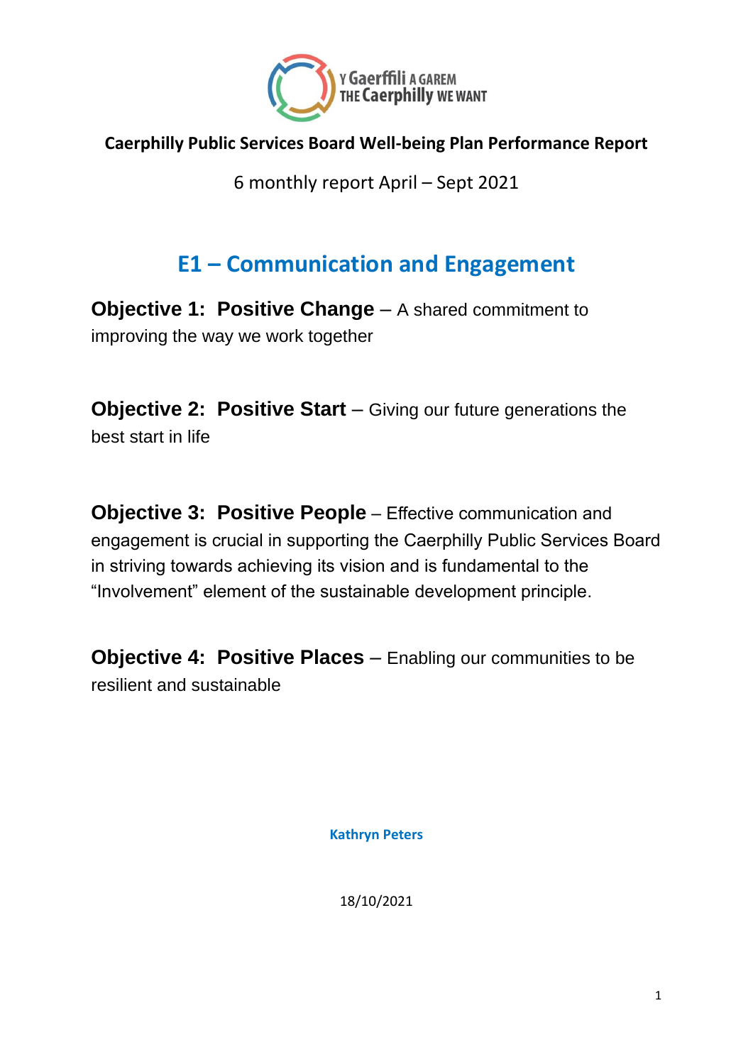Y Gaerffili A GAREM
THE Caerphilly WE WANT

**Caerphilly Public Services Board Well-being Plan Performance Report**

6 monthly report April – Sept 2021

# E1 – Communication and Engagement

**Objective 1: Positive Change** – A shared commitment to improving the way we work together

**Objective 2: Positive Start** – Giving our future generations the best start in life

**Objective 3: Positive People** – Effective communication and engagement is crucial in supporting the Caerphilly Public Services Board in striving towards achieving its vision and is fundamental to the "Involvement" element of the sustainable development principle.

**Objective 4: Positive Places** – Enabling our communities to be resilient and sustainable

**Kathryn Peters**

18/10/2021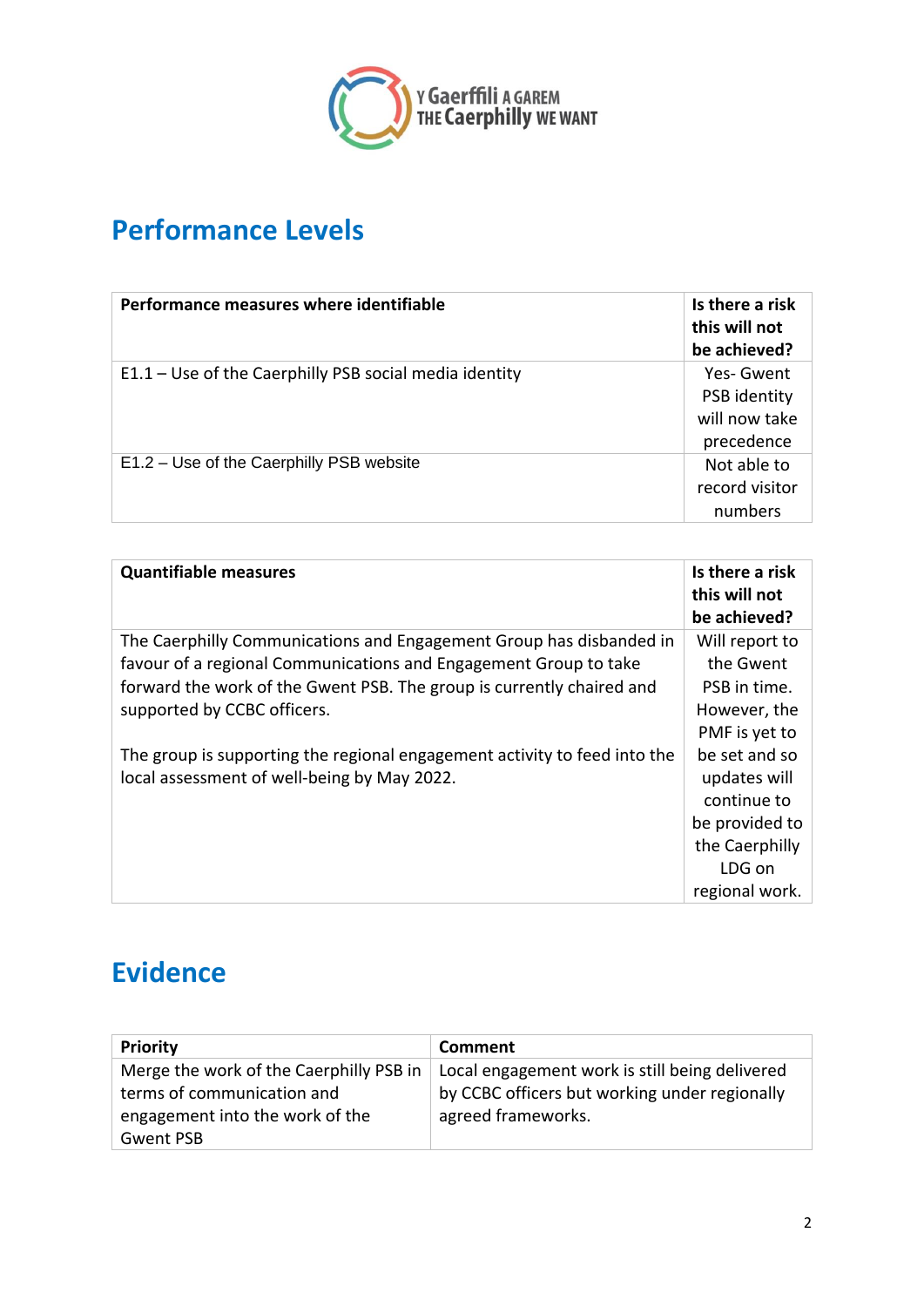# Performance Levels

| Performance measures where identifiable | Is there a risk this will not be achieved? |
|---|---|
| E1.1 – Use of the Caerphilly PSB social media identity | Yes- Gwent PSB identity will now take precedence |
| E1.2 – Use of the Caerphilly PSB website | Not able to record visitor numbers |

| Quantifiable measures | Is there a risk this will not be achieved? |
|---|---|
| The Caerphilly Communications and Engagement Group has disbanded in favour of a regional Communications and Engagement Group to take forward the work of the Gwent PSB. The group is currently chaired and supported by CCBC officers.<br><br>The group is supporting the regional engagement activity to feed into the local assessment of well-being by May 2022. | Will report to the Gwent PSB in time. However, the PMF is yet to be set and so updates will continue to be provided to the Caerphilly LDG on regional work. |

# Evidence

| Priority | Comment |
|---|---|
| Merge the work of the Caerphilly PSB in terms of communication and engagement into the work of the Gwent PSB | Local engagement work is still being delivered by CCBC officers but working under regionally agreed frameworks. |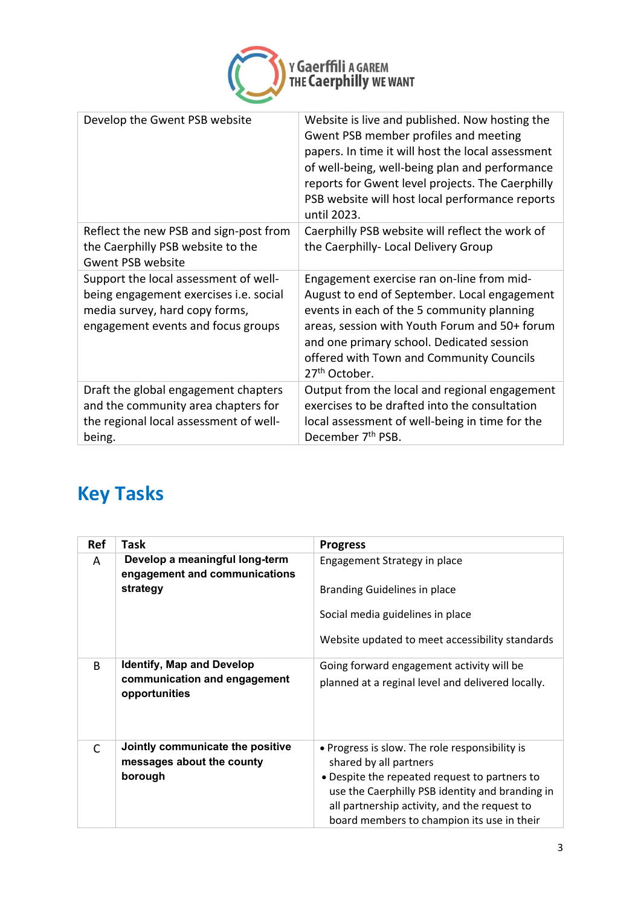| Develop the Gwent PSB website | Website is live and published. Now hosting the Gwent PSB member profiles and meeting papers. In time it will host the local assessment of well-being, well-being plan and performance reports for Gwent level projects. The Caerphilly PSB website will host local performance reports until 2023. |
|---|---|
| Reflect the new PSB and sign-post from the Caerphilly PSB website to the Gwent PSB website | Caerphilly PSB website will reflect the work of the Caerphilly- Local Delivery Group |
| Support the local assessment of well-being engagement exercises i.e. social media survey, hard copy forms, engagement events and focus groups | Engagement exercise ran on-line from mid-August to end of September. Local engagement events in each of the 5 community planning areas, session with Youth Forum and 50+ forum and one primary school. Dedicated session offered with Town and Community Councils 27th October. |
| Draft the global engagement chapters and the community area chapters for the regional local assessment of well-being. | Output from the local and regional engagement exercises to be drafted into the consultation local assessment of well-being in time for the December 7th PSB. |

## Key Tasks

| Ref | Task | Progress |
|---|---|---|
| A | **Develop a meaningful long-term engagement and communications strategy** | Engagement Strategy in place<br><br>Branding Guidelines in place<br><br>Social media guidelines in place<br><br>Website updated to meet accessibility standards |
| B | **Identify, Map and Develop communication and engagement opportunities** | Going forward engagement activity will be planned at a reginal level and delivered locally. |
| C | **Jointly communicate the positive messages about the county borough** | • Progress is slow. The role responsibility is shared by all partners<br>• Despite the repeated request to partners to use the Caerphilly PSB identity and branding in all partnership activity, and the request to board members to champion its use in their |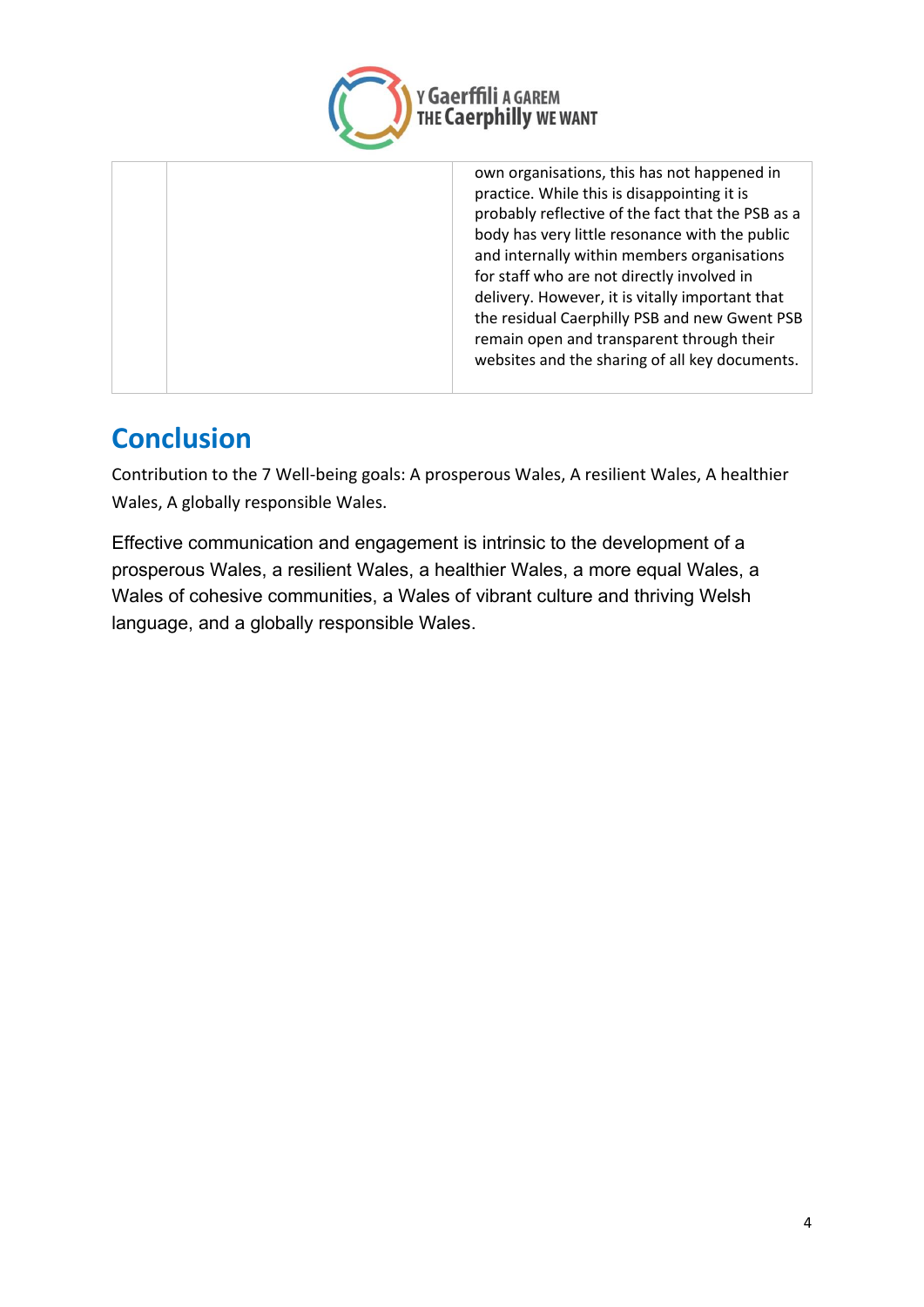| | | |
|---|---|---|
| | | own organisations, this has not happened in practice. While this is disappointing it is probably reflective of the fact that the PSB as a body has very little resonance with the public and internally within members organisations for staff who are not directly involved in delivery. However, it is vitally important that the residual Caerphilly PSB and new Gwent PSB remain open and transparent through their websites and the sharing of all key documents. |

## Conclusion

Contribution to the 7 Well-being goals: A prosperous Wales, A resilient Wales, A healthier Wales, A globally responsible Wales.

Effective communication and engagement is intrinsic to the development of a prosperous Wales, a resilient Wales, a healthier Wales, a more equal Wales, a Wales of cohesive communities, a Wales of vibrant culture and thriving Welsh language, and a globally responsible Wales.